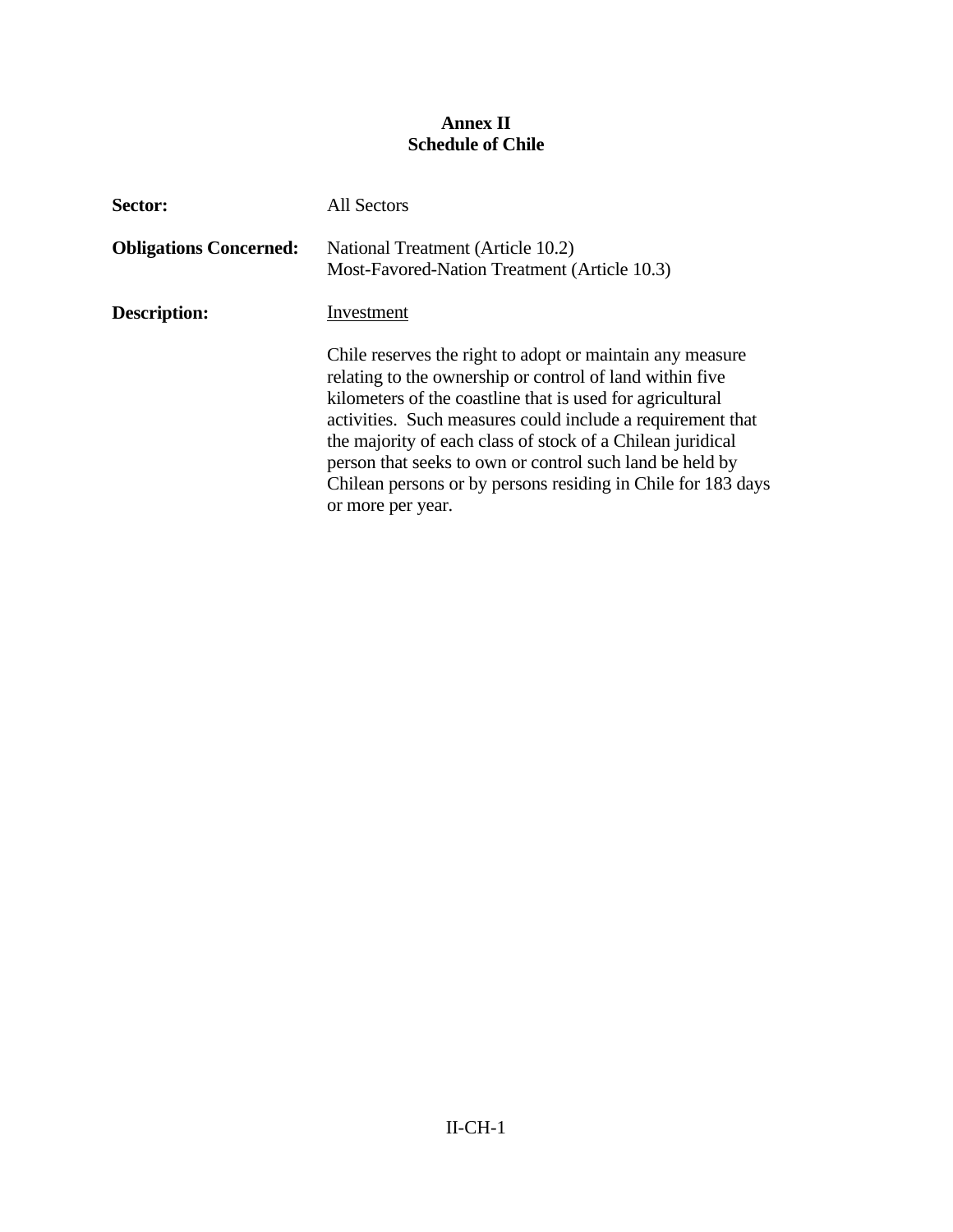# Annex II
## Schedule of Chile

**Sector:** All Sectors

**Obligations Concerned:** National Treatment (Article 10.2)
Most-Favored-Nation Treatment (Article 10.3)

**Description:** Investment

Chile reserves the right to adopt or maintain any measure relating to the ownership or control of land within five kilometers of the coastline that is used for agricultural activities. Such measures could include a requirement that the majority of each class of stock of a Chilean juridical person that seeks to own or control such land be held by Chilean persons or by persons residing in Chile for 183 days or more per year.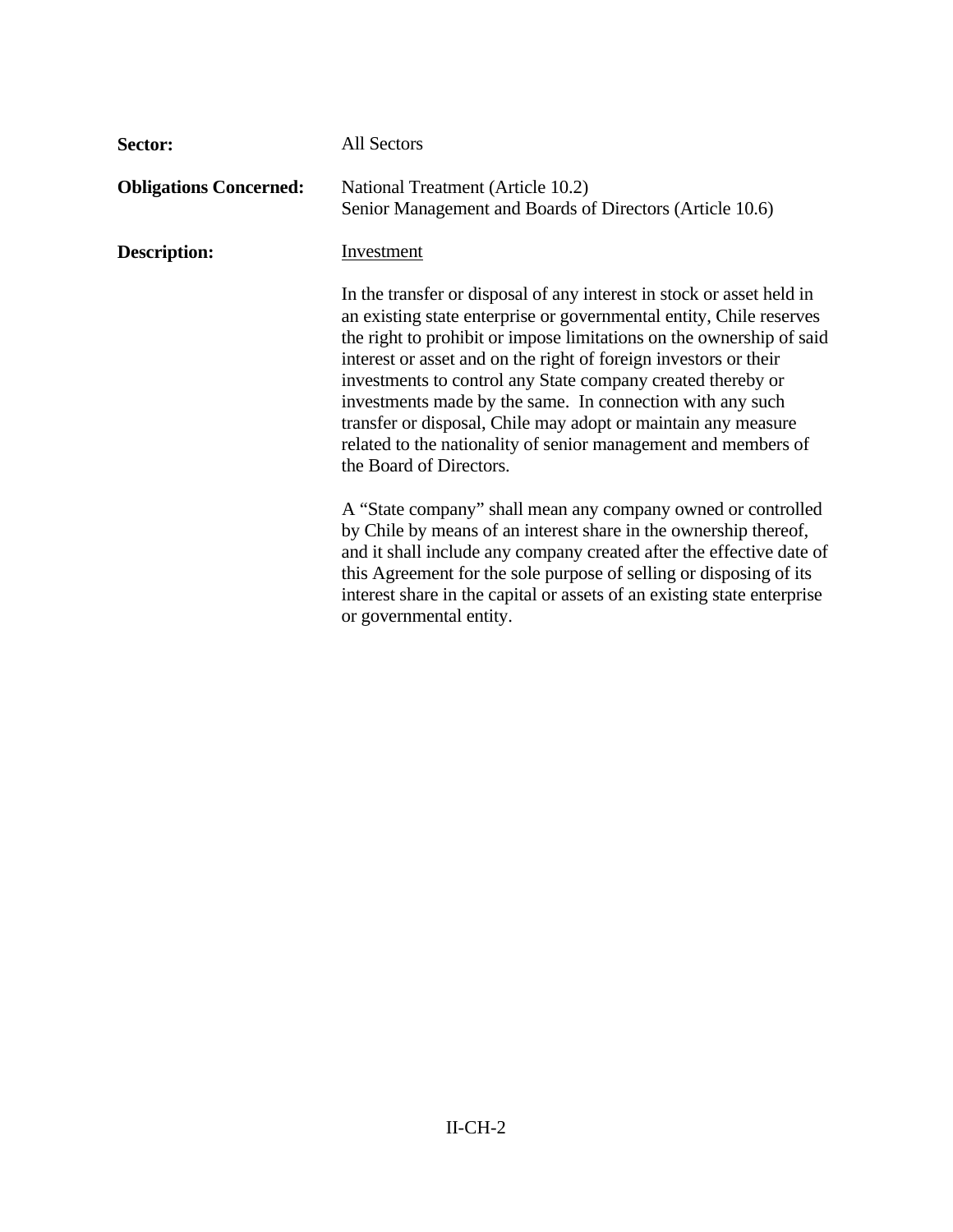**Sector:** All Sectors

**Obligations Concerned:** National Treatment (Article 10.2)
Senior Management and Boards of Directors (Article 10.6)

**Description:** Investment

In the transfer or disposal of any interest in stock or asset held in an existing state enterprise or governmental entity, Chile reserves the right to prohibit or impose limitations on the ownership of said interest or asset and on the right of foreign investors or their investments to control any State company created thereby or investments made by the same. In connection with any such transfer or disposal, Chile may adopt or maintain any measure related to the nationality of senior management and members of the Board of Directors.

A "State company" shall mean any company owned or controlled by Chile by means of an interest share in the ownership thereof, and it shall include any company created after the effective date of this Agreement for the sole purpose of selling or disposing of its interest share in the capital or assets of an existing state enterprise or governmental entity.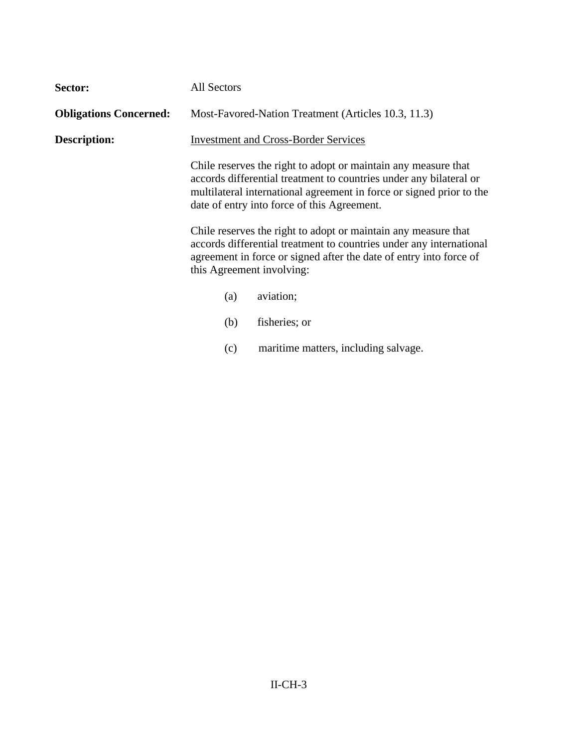**Sector:** All Sectors

**Obligations Concerned:** Most-Favored-Nation Treatment (Articles 10.3, 11.3)

**Description:** <u>Investment and Cross-Border Services</u>

Chile reserves the right to adopt or maintain any measure that accords differential treatment to countries under any bilateral or multilateral international agreement in force or signed prior to the date of entry into force of this Agreement.

Chile reserves the right to adopt or maintain any measure that accords differential treatment to countries under any international agreement in force or signed after the date of entry into force of this Agreement involving:

(a) aviation;

(b) fisheries; or

(c) maritime matters, including salvage.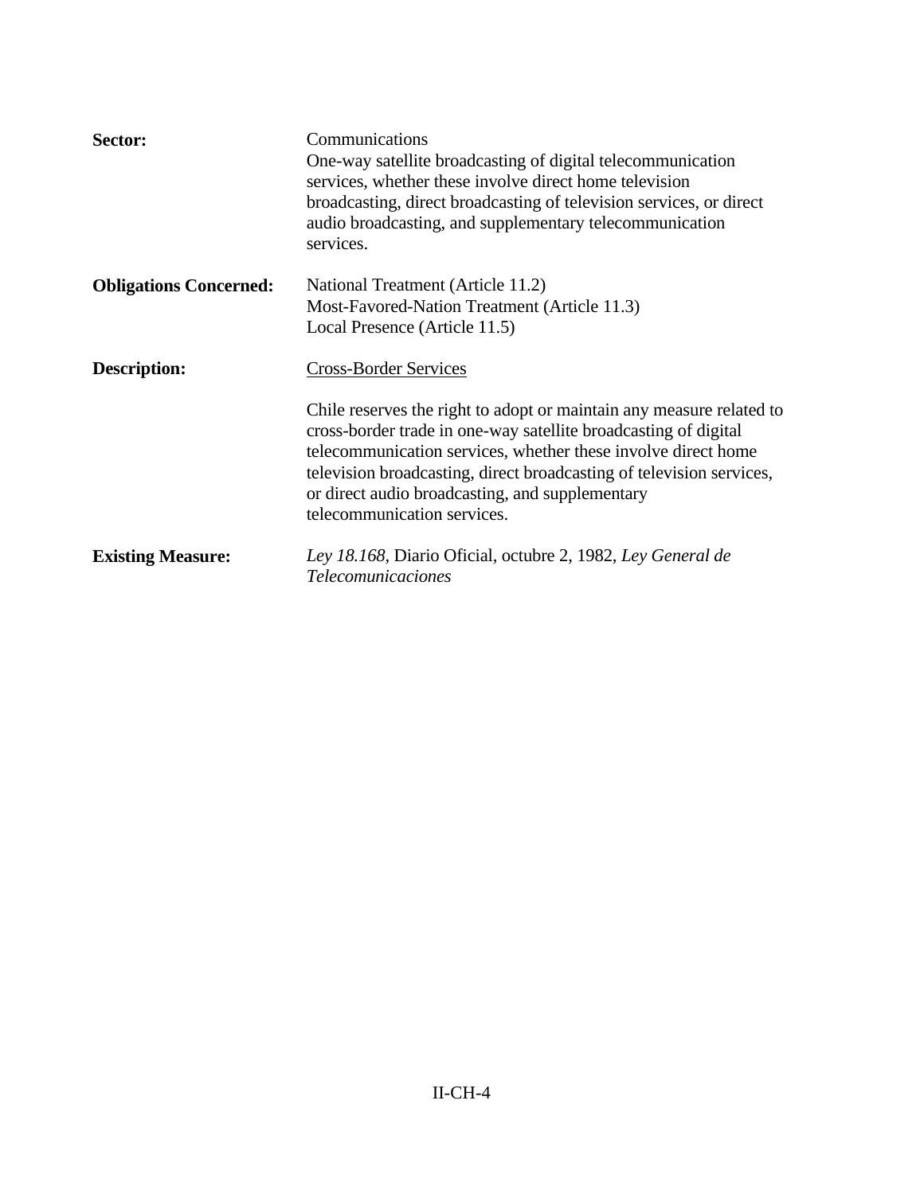**Sector:** Communications

One-way satellite broadcasting of digital telecommunication services, whether these involve direct home television broadcasting, direct broadcasting of television services, or direct audio broadcasting, and supplementary telecommunication services.

**Obligations Concerned:** National Treatment (Article 11.2)

Most-Favored-Nation Treatment (Article 11.3)

Local Presence (Article 11.5)

**Description:** <u>Cross-Border Services</u>

Chile reserves the right to adopt or maintain any measure related to cross-border trade in one-way satellite broadcasting of digital telecommunication services, whether these involve direct home television broadcasting, direct broadcasting of television services, or direct audio broadcasting, and supplementary telecommunication services.

**Existing Measure:** *Ley 18.168*, Diario Oficial, octubre 2, 1982, *Ley General de Telecomunicaciones*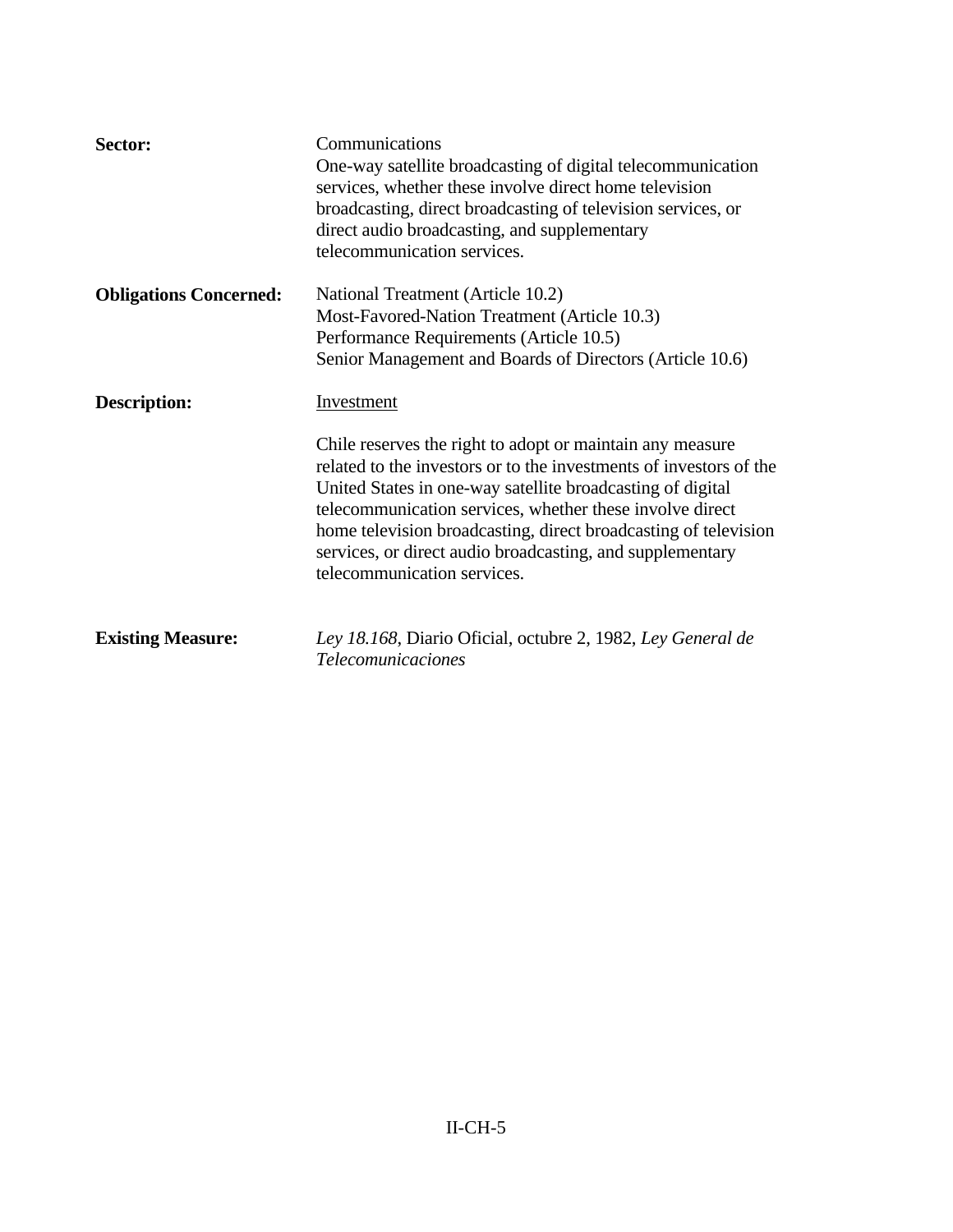**Sector:** Communications
One-way satellite broadcasting of digital telecommunication services, whether these involve direct home television broadcasting, direct broadcasting of television services, or direct audio broadcasting, and supplementary telecommunication services.

**Obligations Concerned:** National Treatment (Article 10.2)
Most-Favored-Nation Treatment (Article 10.3)
Performance Requirements (Article 10.5)
Senior Management and Boards of Directors (Article 10.6)

**Description:** Investment

Chile reserves the right to adopt or maintain any measure related to the investors or to the investments of investors of the United States in one-way satellite broadcasting of digital telecommunication services, whether these involve direct home television broadcasting, direct broadcasting of television services, or direct audio broadcasting, and supplementary telecommunication services.

**Existing Measure:** *Ley 18.168*, Diario Oficial, octubre 2, 1982, *Ley General de Telecomunicaciones*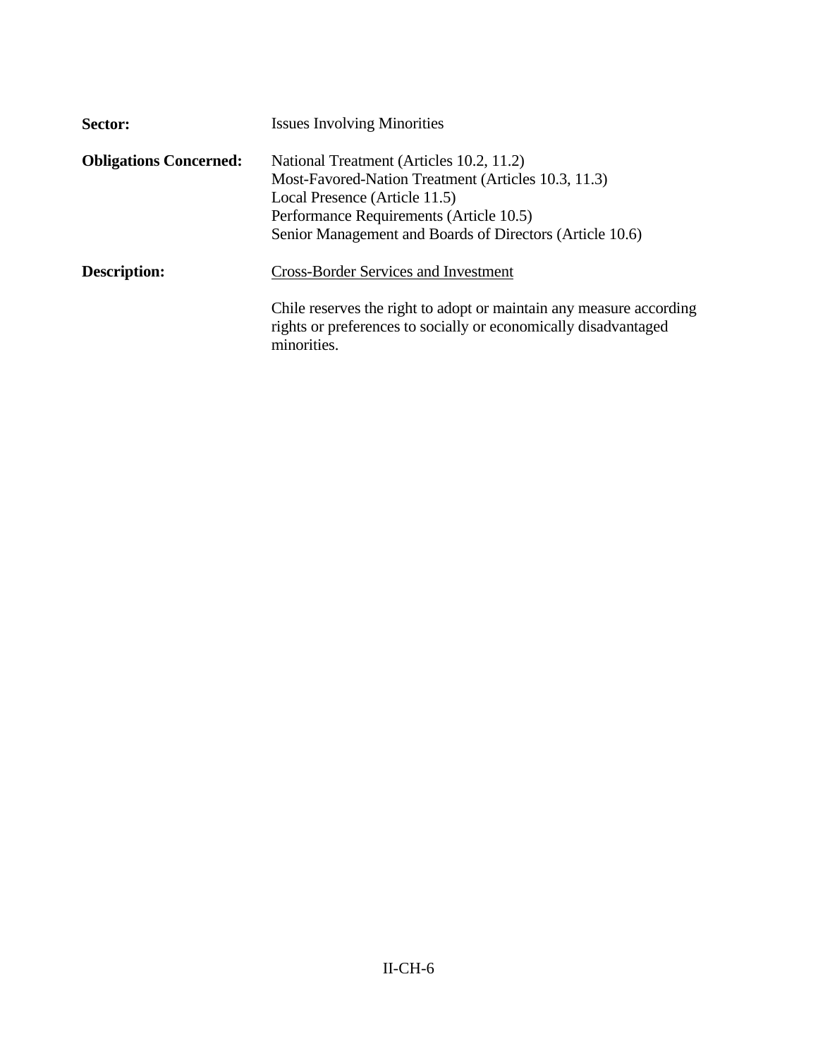**Sector:** Issues Involving Minorities

**Obligations Concerned:** National Treatment (Articles 10.2, 11.2)
Most-Favored-Nation Treatment (Articles 10.3, 11.3)
Local Presence (Article 11.5)
Performance Requirements (Article 10.5)
Senior Management and Boards of Directors (Article 10.6)

**Description:** <u>Cross-Border Services and Investment</u>

Chile reserves the right to adopt or maintain any measure according rights or preferences to socially or economically disadvantaged minorities.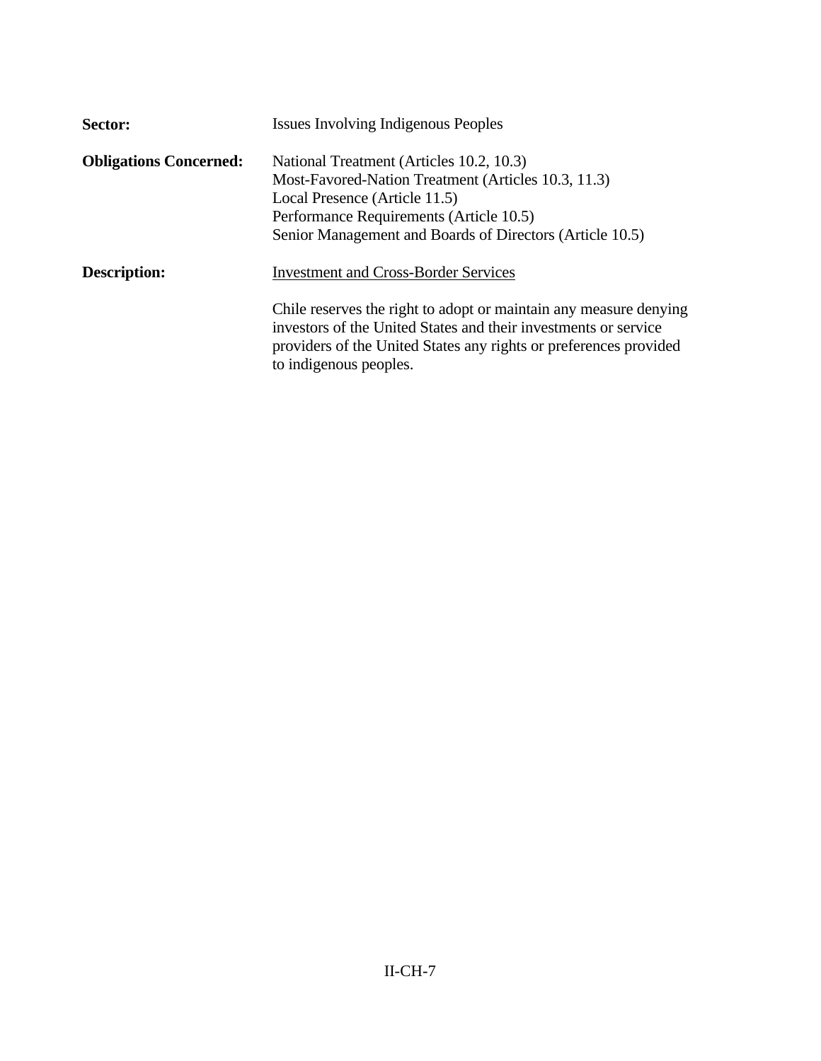**Sector:** Issues Involving Indigenous Peoples

**Obligations Concerned:** National Treatment (Articles 10.2, 10.3)
Most-Favored-Nation Treatment (Articles 10.3, 11.3)
Local Presence (Article 11.5)
Performance Requirements (Article 10.5)
Senior Management and Boards of Directors (Article 10.5)

**Description:** Investment and Cross-Border Services

Chile reserves the right to adopt or maintain any measure denying investors of the United States and their investments or service providers of the United States any rights or preferences provided to indigenous peoples.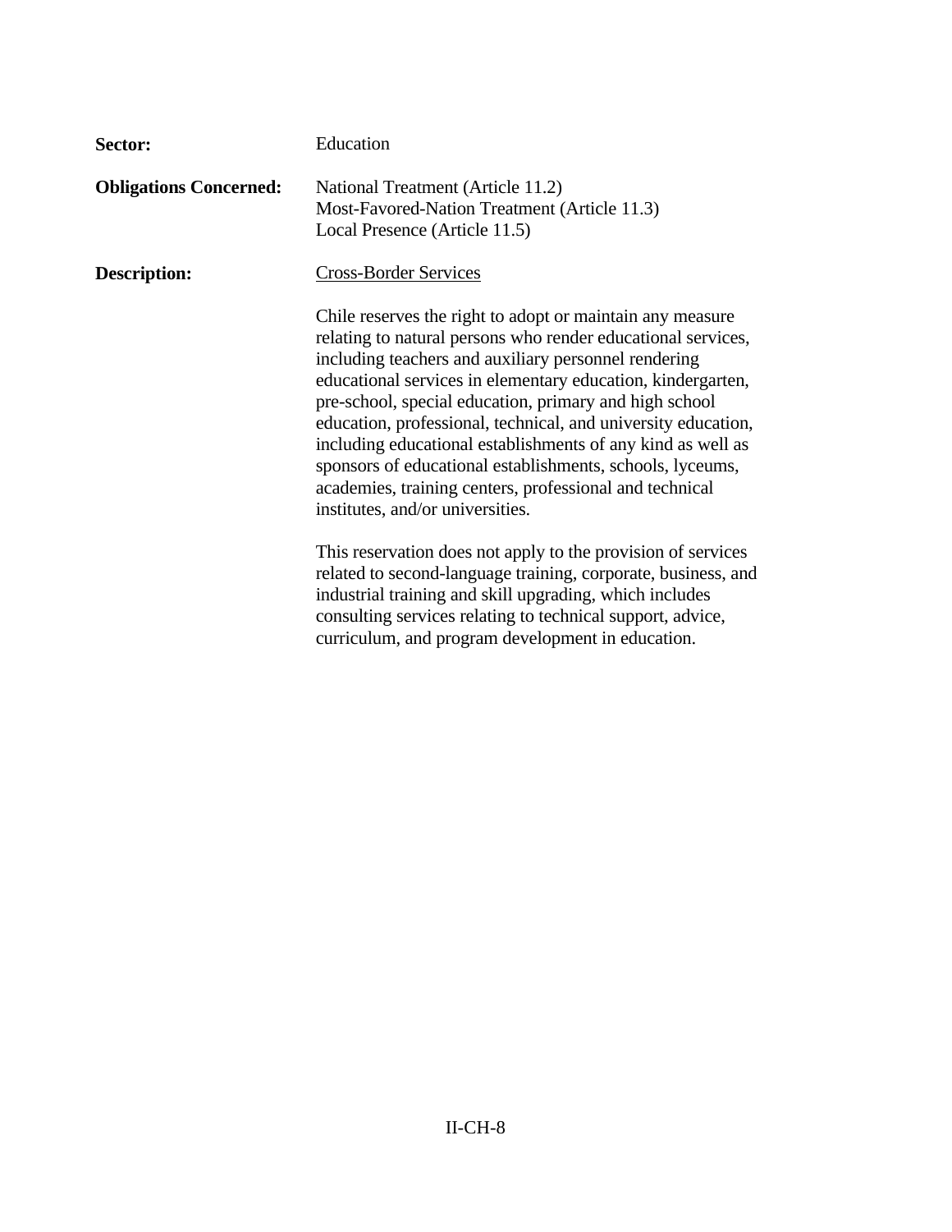**Sector:** Education

**Obligations Concerned:** National Treatment (Article 11.2)
Most-Favored-Nation Treatment (Article 11.3)
Local Presence (Article 11.5)

**Description:** <u>Cross-Border Services</u>

Chile reserves the right to adopt or maintain any measure relating to natural persons who render educational services, including teachers and auxiliary personnel rendering educational services in elementary education, kindergarten, pre-school, special education, primary and high school education, professional, technical, and university education, including educational establishments of any kind as well as sponsors of educational establishments, schools, lyceums, academies, training centers, professional and technical institutes, and/or universities.

This reservation does not apply to the provision of services related to second-language training, corporate, business, and industrial training and skill upgrading, which includes consulting services relating to technical support, advice, curriculum, and program development in education.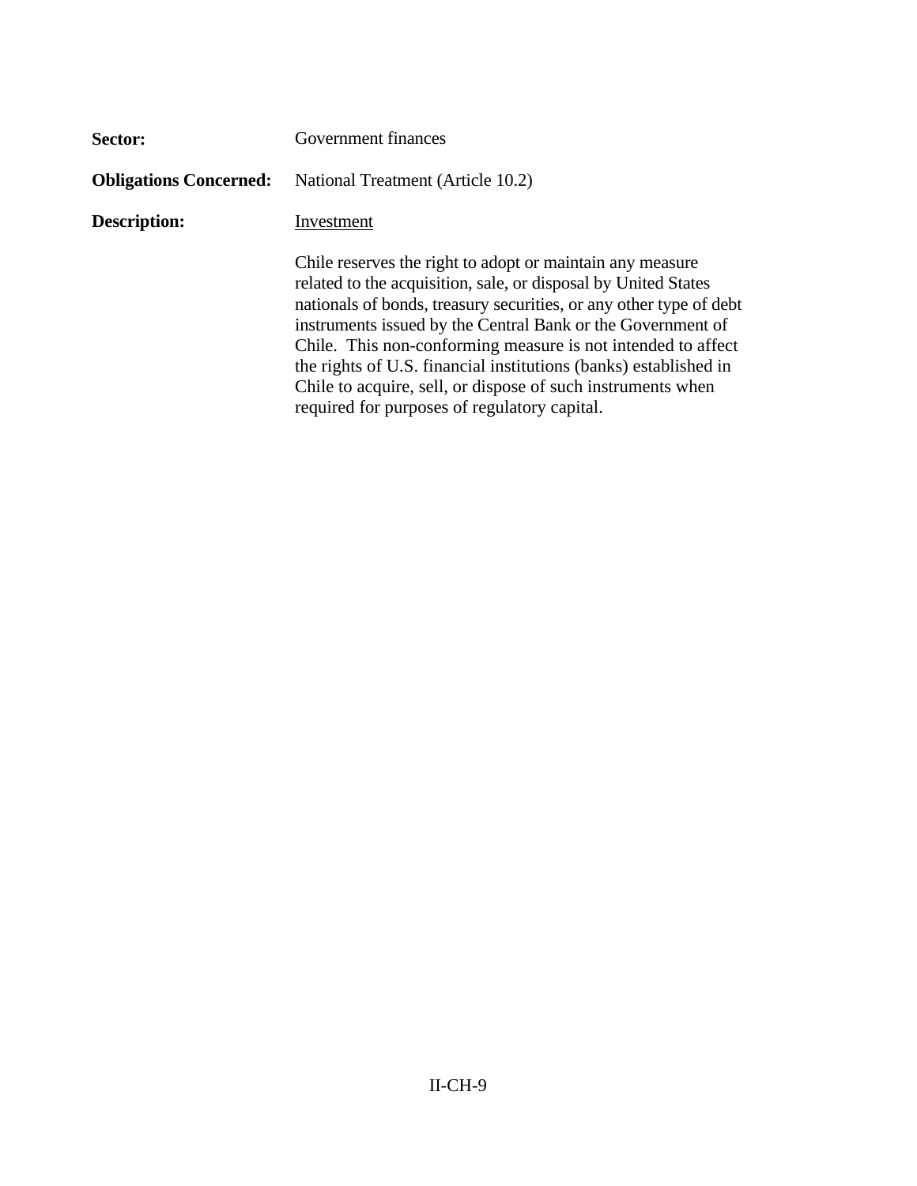**Sector:** Government finances

**Obligations Concerned:** National Treatment (Article 10.2)

**Description:** Investment

Chile reserves the right to adopt or maintain any measure related to the acquisition, sale, or disposal by United States nationals of bonds, treasury securities, or any other type of debt instruments issued by the Central Bank or the Government of Chile. This non-conforming measure is not intended to affect the rights of U.S. financial institutions (banks) established in Chile to acquire, sell, or dispose of such instruments when required for purposes of regulatory capital.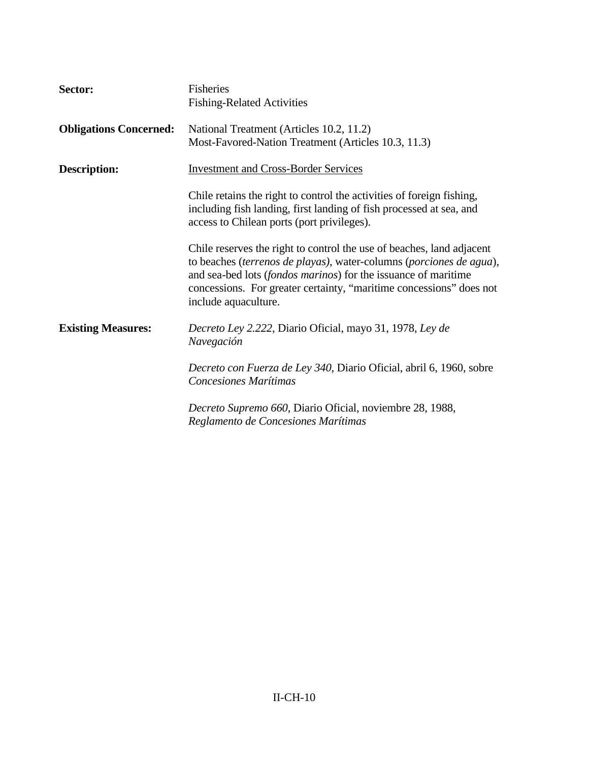**Sector:** Fisheries
Fishing-Related Activities

**Obligations Concerned:** National Treatment (Articles 10.2, 11.2)
Most-Favored-Nation Treatment (Articles 10.3, 11.3)

**Description:** Investment and Cross-Border Services

Chile retains the right to control the activities of foreign fishing, including fish landing, first landing of fish processed at sea, and access to Chilean ports (port privileges).

Chile reserves the right to control the use of beaches, land adjacent to beaches (*terrenos de playas)*, water-columns (*porciones de agua*), and sea-bed lots (*fondos marinos*) for the issuance of maritime concessions. For greater certainty, "maritime concessions" does not include aquaculture.

**Existing Measures:** *Decreto Ley 2.222*, Diario Oficial, mayo 31, 1978, *Ley de Navegación*

*Decreto con Fuerza de Ley 340*, Diario Oficial, abril 6, 1960, sobre *Concesiones Marítimas*

*Decreto Supremo 660*, Diario Oficial, noviembre 28, 1988, *Reglamento de Concesiones Marítimas*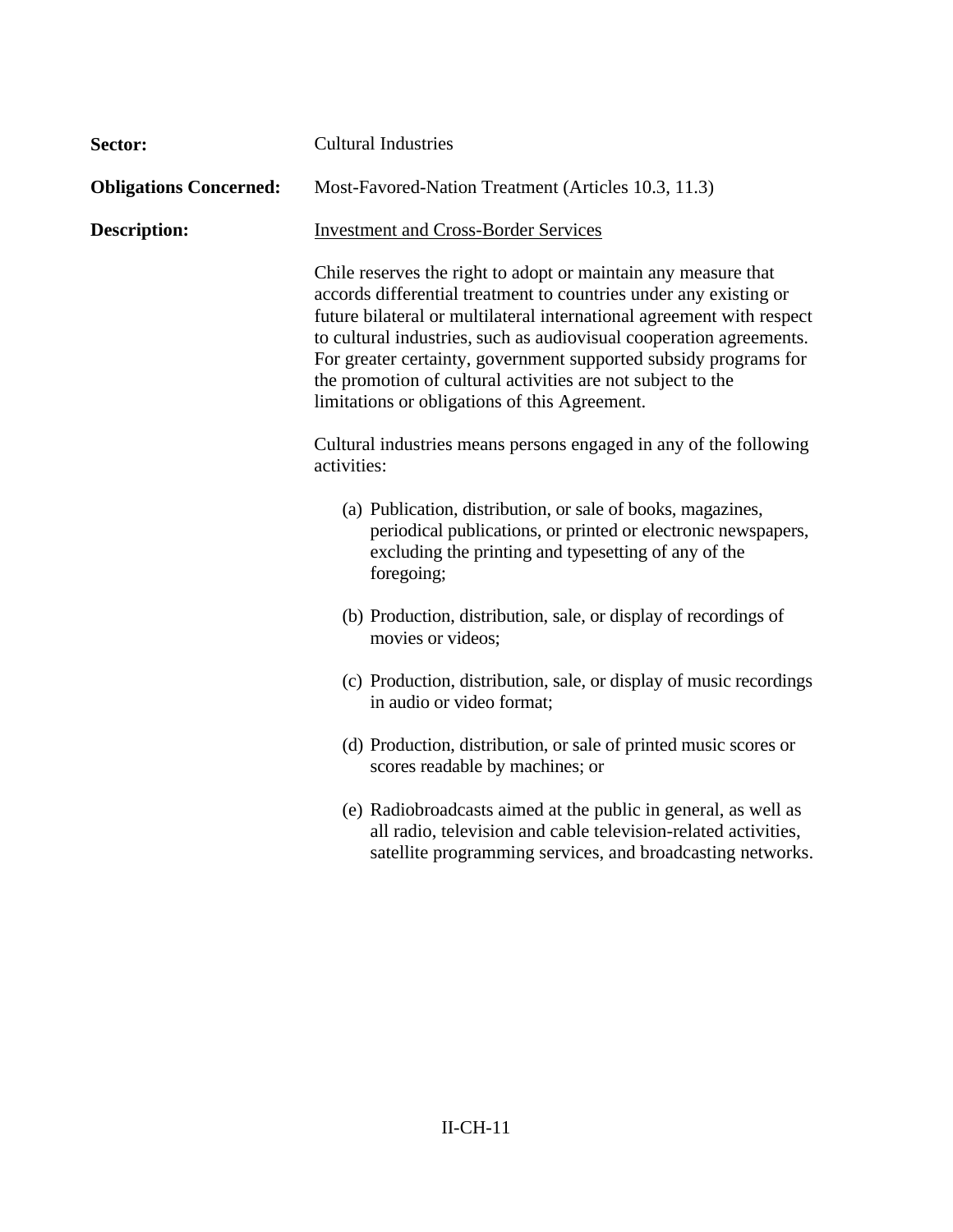**Sector:** Cultural Industries

**Obligations Concerned:** Most-Favored-Nation Treatment (Articles 10.3, 11.3)

**Description:** Investment and Cross-Border Services

Chile reserves the right to adopt or maintain any measure that accords differential treatment to countries under any existing or future bilateral or multilateral international agreement with respect to cultural industries, such as audiovisual cooperation agreements. For greater certainty, government supported subsidy programs for the promotion of cultural activities are not subject to the limitations or obligations of this Agreement.

Cultural industries means persons engaged in any of the following activities:

(a) Publication, distribution, or sale of books, magazines, periodical publications, or printed or electronic newspapers, excluding the printing and typesetting of any of the foregoing;

(b) Production, distribution, sale, or display of recordings of movies or videos;

(c) Production, distribution, sale, or display of music recordings in audio or video format;

(d) Production, distribution, or sale of printed music scores or scores readable by machines; or

(e) Radiobroadcasts aimed at the public in general, as well as all radio, television and cable television-related activities, satellite programming services, and broadcasting networks.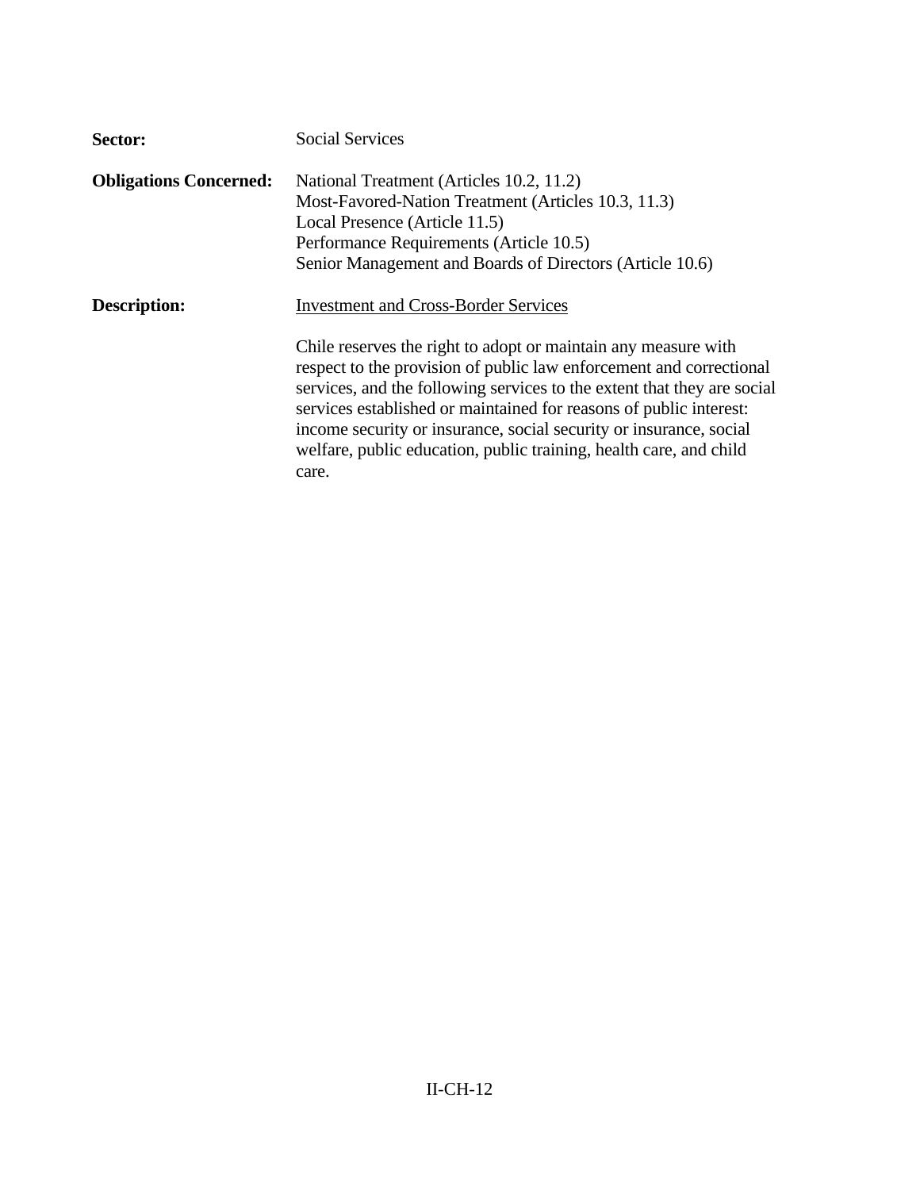**Sector:** Social Services

**Obligations Concerned:** National Treatment (Articles 10.2, 11.2)
Most-Favored-Nation Treatment (Articles 10.3, 11.3)
Local Presence (Article 11.5)
Performance Requirements (Article 10.5)
Senior Management and Boards of Directors (Article 10.6)

**Description:** <u>Investment and Cross-Border Services</u>

Chile reserves the right to adopt or maintain any measure with respect to the provision of public law enforcement and correctional services, and the following services to the extent that they are social services established or maintained for reasons of public interest: income security or insurance, social security or insurance, social welfare, public education, public training, health care, and child care.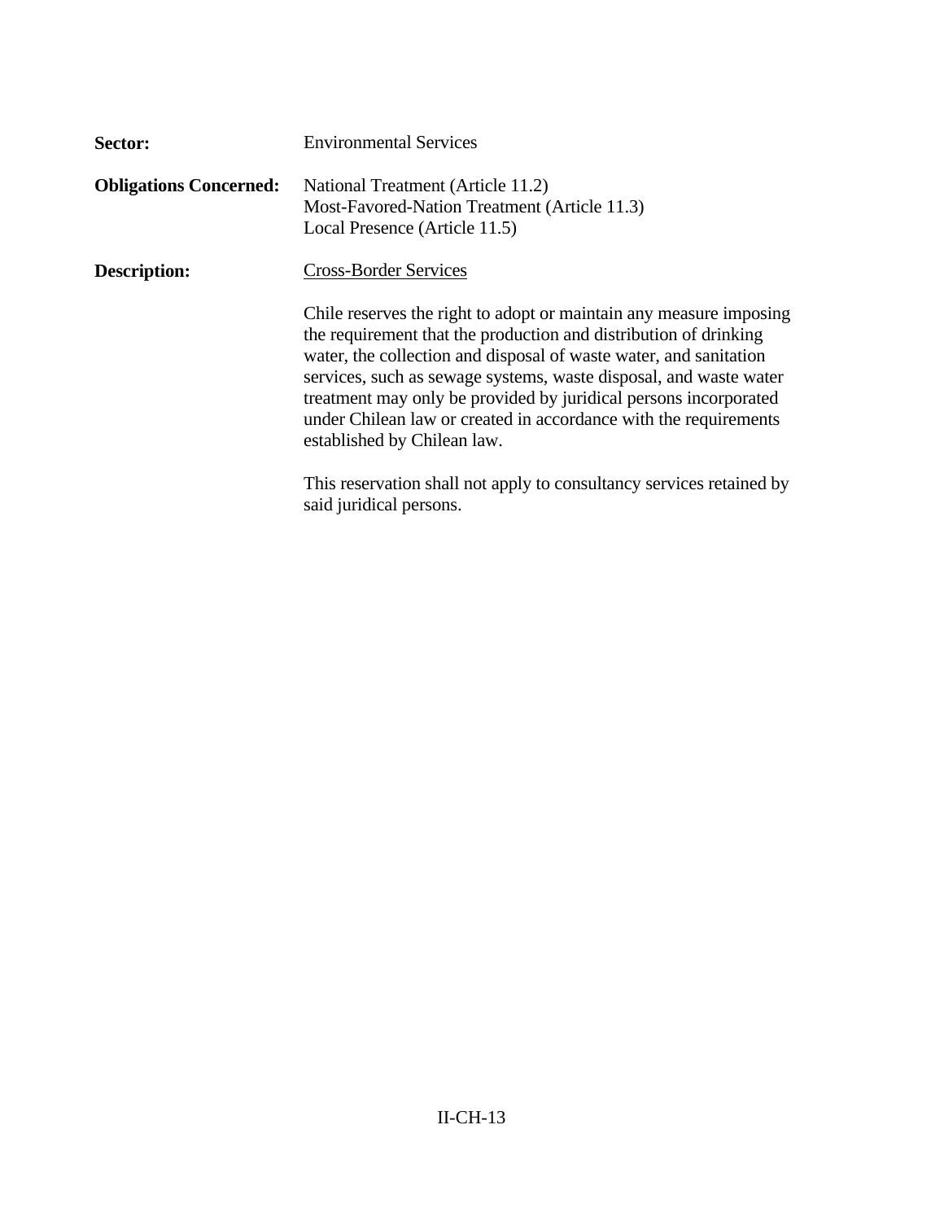**Sector:** Environmental Services

**Obligations Concerned:** National Treatment (Article 11.2)
Most-Favored-Nation Treatment (Article 11.3)
Local Presence (Article 11.5)

**Description:** <u>Cross-Border Services</u>

Chile reserves the right to adopt or maintain any measure imposing the requirement that the production and distribution of drinking water, the collection and disposal of waste water, and sanitation services, such as sewage systems, waste disposal, and waste water treatment may only be provided by juridical persons incorporated under Chilean law or created in accordance with the requirements established by Chilean law.

This reservation shall not apply to consultancy services retained by said juridical persons.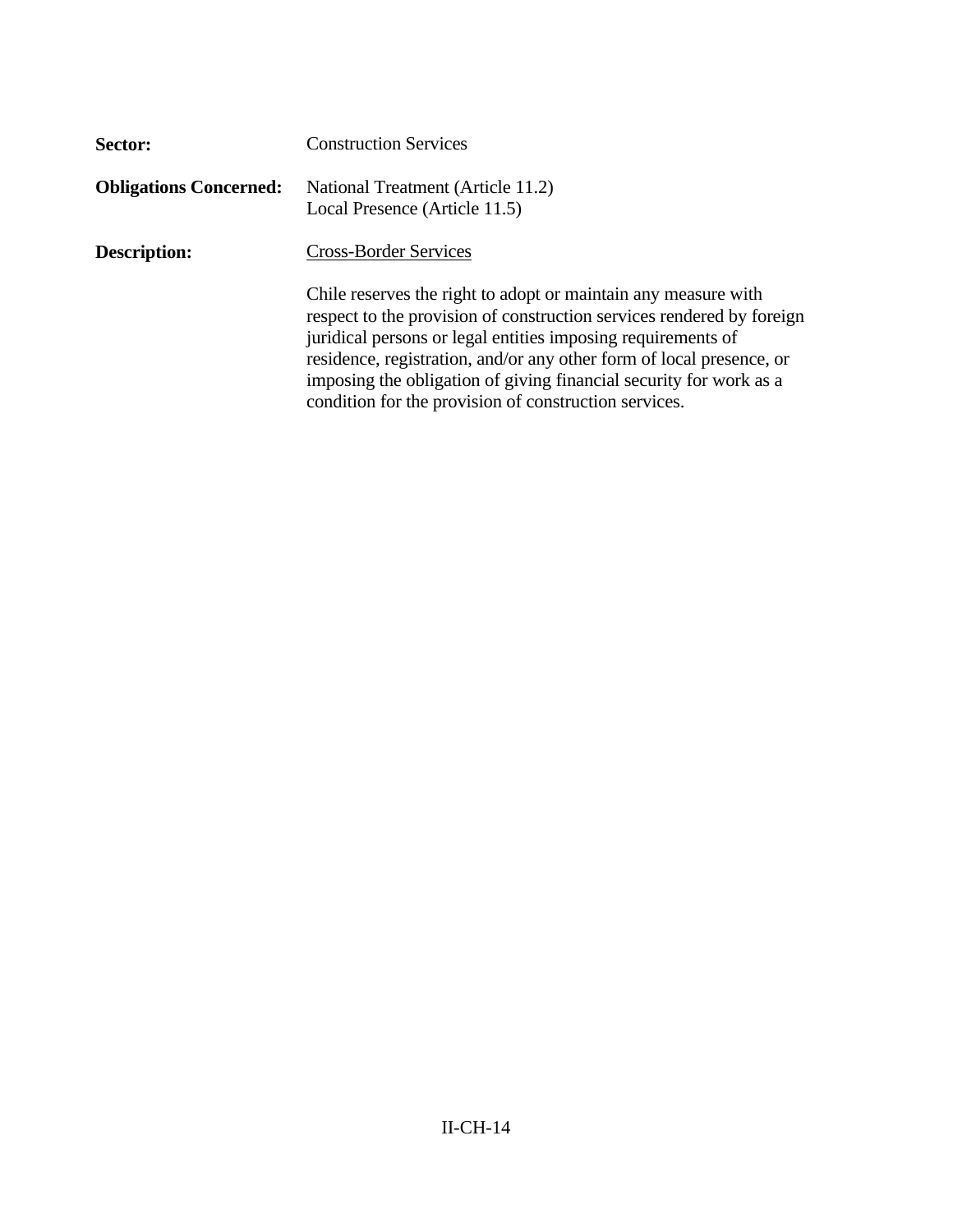**Sector:** Construction Services

**Obligations Concerned:** National Treatment (Article 11.2)
Local Presence (Article 11.5)

**Description:** Cross-Border Services

Chile reserves the right to adopt or maintain any measure with respect to the provision of construction services rendered by foreign juridical persons or legal entities imposing requirements of residence, registration, and/or any other form of local presence, or imposing the obligation of giving financial security for work as a condition for the provision of construction services.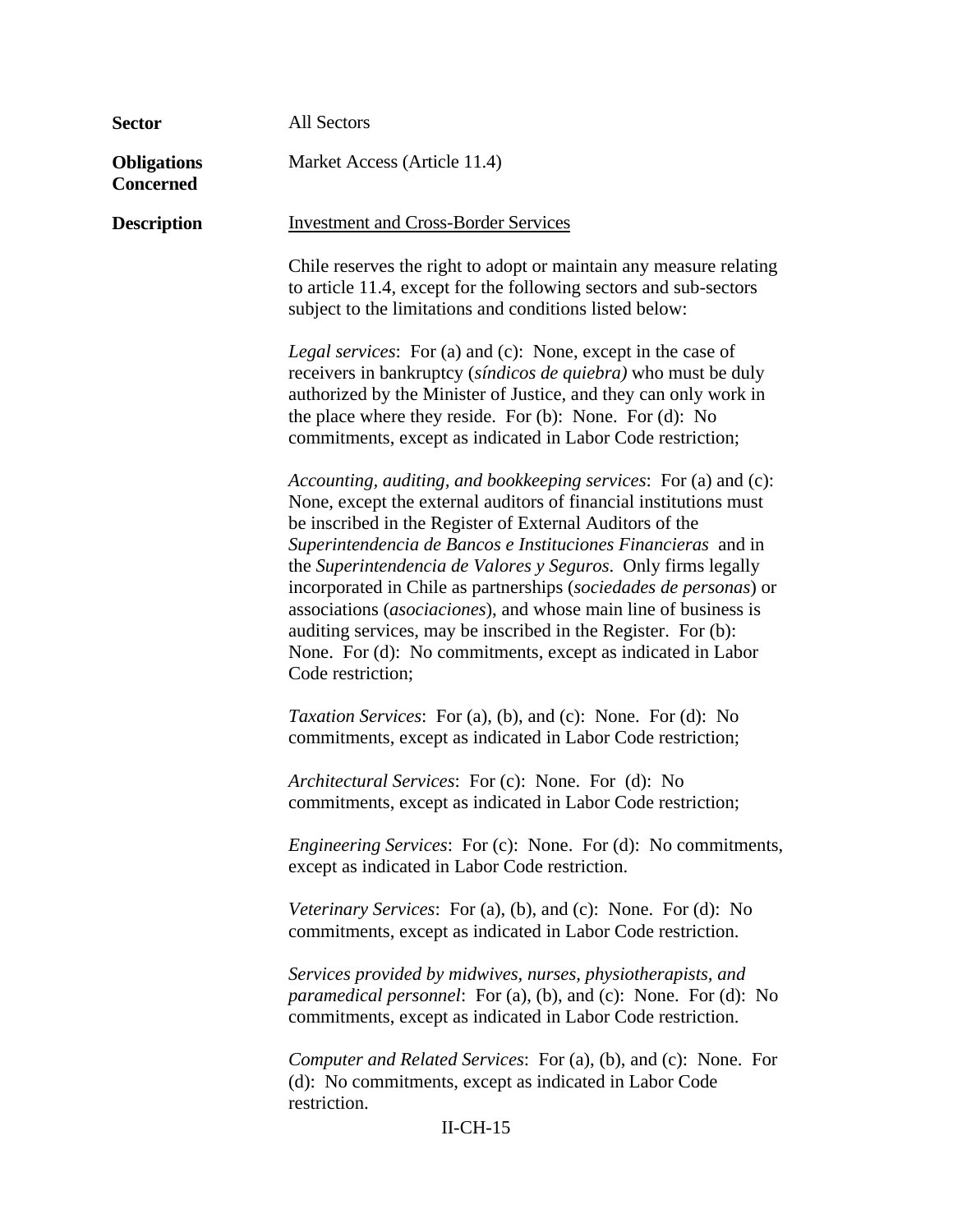**Sector** All Sectors

**Obligations Concerned** Market Access (Article 11.4)

**Description** Investment and Cross-Border Services

Chile reserves the right to adopt or maintain any measure relating to article 11.4, except for the following sectors and sub-sectors subject to the limitations and conditions listed below:

*Legal services*: For (a) and (c): None, except in the case of receivers in bankruptcy (*síndicos de quiebra)* who must be duly authorized by the Minister of Justice, and they can only work in the place where they reside. For (b): None. For (d): No commitments, except as indicated in Labor Code restriction;

*Accounting, auditing, and bookkeeping services*: For (a) and (c): None, except the external auditors of financial institutions must be inscribed in the Register of External Auditors of the *Superintendencia de Bancos e Instituciones Financieras* and in the *Superintendencia de Valores y Seguros*. Only firms legally incorporated in Chile as partnerships (*sociedades de personas*) or associations (*asociaciones*), and whose main line of business is auditing services, may be inscribed in the Register. For (b): None. For (d): No commitments, except as indicated in Labor Code restriction;

*Taxation Services*: For (a), (b), and (c): None. For (d): No commitments, except as indicated in Labor Code restriction;

*Architectural Services*: For (c): None. For (d): No commitments, except as indicated in Labor Code restriction;

*Engineering Services*: For (c): None. For (d): No commitments, except as indicated in Labor Code restriction.

*Veterinary Services*: For (a), (b), and (c): None. For (d): No commitments, except as indicated in Labor Code restriction.

*Services provided by midwives, nurses, physiotherapists, and paramedical personnel*: For (a), (b), and (c): None. For (d): No commitments, except as indicated in Labor Code restriction.

*Computer and Related Services*: For (a), (b), and (c): None. For (d): No commitments, except as indicated in Labor Code restriction.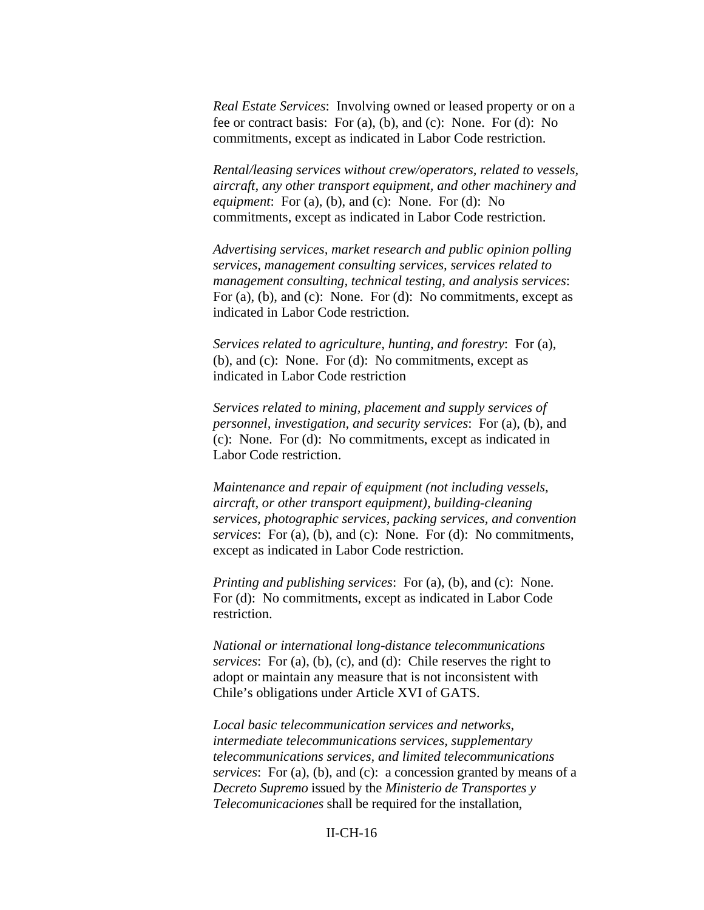*Real Estate Services*: Involving owned or leased property or on a fee or contract basis: For (a), (b), and (c): None. For (d): No commitments, except as indicated in Labor Code restriction.

*Rental/leasing services without crew/operators, related to vessels, aircraft, any other transport equipment, and other machinery and equipment*: For (a), (b), and (c): None. For (d): No commitments, except as indicated in Labor Code restriction.

*Advertising services, market research and public opinion polling services, management consulting services, services related to management consulting, technical testing, and analysis services*: For (a), (b), and (c): None. For (d): No commitments, except as indicated in Labor Code restriction.

*Services related to agriculture, hunting, and forestry*: For (a), (b), and (c): None. For (d): No commitments, except as indicated in Labor Code restriction

*Services related to mining, placement and supply services of personnel, investigation, and security services*: For (a), (b), and (c): None. For (d): No commitments, except as indicated in Labor Code restriction.

*Maintenance and repair of equipment (not including vessels, aircraft, or other transport equipment), building-cleaning services, photographic services, packing services, and convention services*: For (a), (b), and (c): None. For (d): No commitments, except as indicated in Labor Code restriction.

*Printing and publishing services*: For (a), (b), and (c): None. For (d): No commitments, except as indicated in Labor Code restriction.

*National or international long-distance telecommunications services*: For (a), (b), (c), and (d): Chile reserves the right to adopt or maintain any measure that is not inconsistent with Chile's obligations under Article XVI of GATS.

*Local basic telecommunication services and networks, intermediate telecommunications services, supplementary telecommunications services, and limited telecommunications services*: For (a), (b), and (c): a concession granted by means of a *Decreto Supremo* issued by the *Ministerio de Transportes y Telecomunicaciones* shall be required for the installation,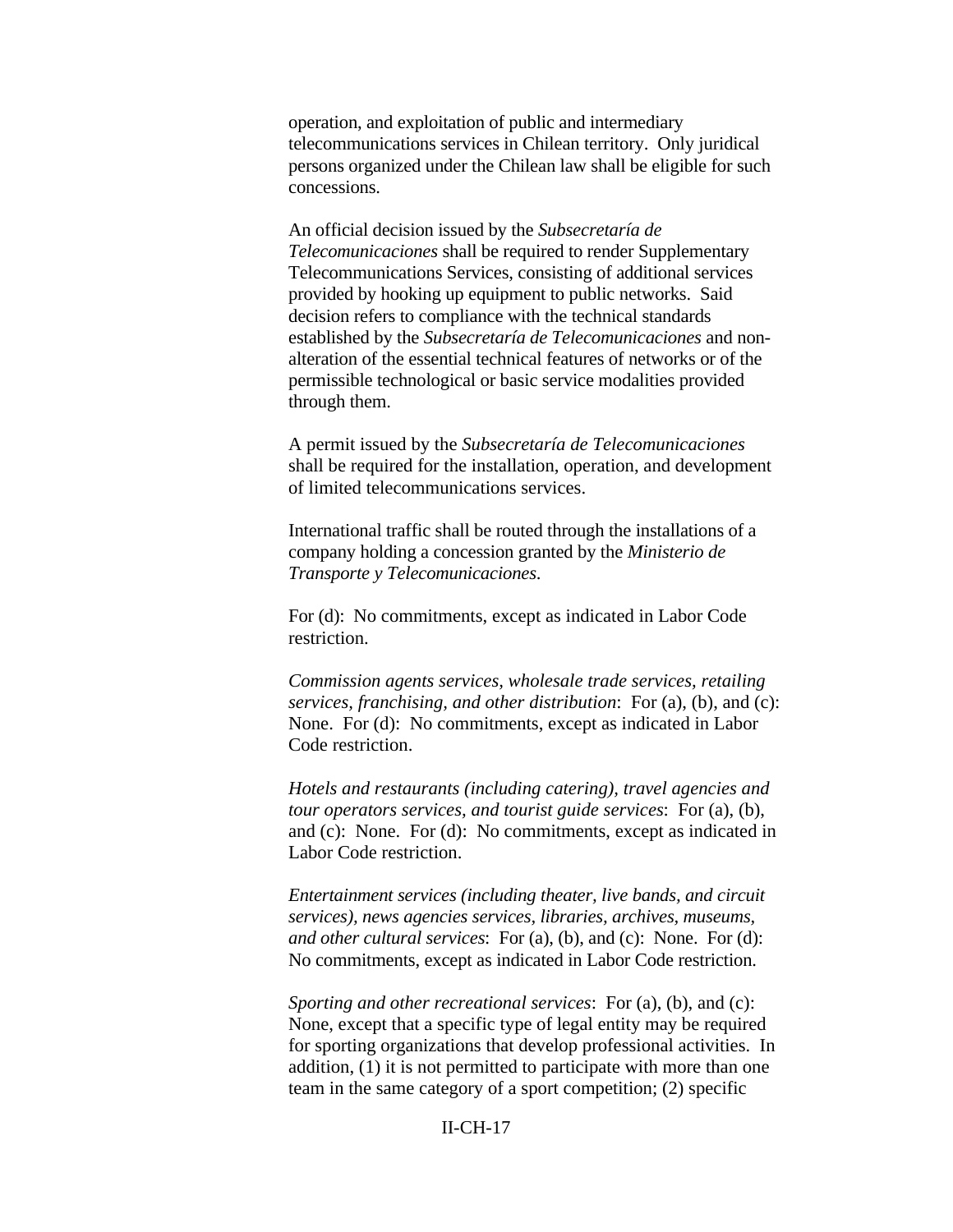operation, and exploitation of public and intermediary telecommunications services in Chilean territory. Only juridical persons organized under the Chilean law shall be eligible for such concessions.

An official decision issued by the *Subsecretaría de Telecomunicaciones* shall be required to render Supplementary Telecommunications Services, consisting of additional services provided by hooking up equipment to public networks. Said decision refers to compliance with the technical standards established by the *Subsecretaría de Telecomunicaciones* and non-alteration of the essential technical features of networks or of the permissible technological or basic service modalities provided through them.

A permit issued by the *Subsecretaría de Telecomunicaciones* shall be required for the installation, operation, and development of limited telecommunications services.

International traffic shall be routed through the installations of a company holding a concession granted by the *Ministerio de Transporte y Telecomunicaciones*.

For (d): No commitments, except as indicated in Labor Code restriction.

*Commission agents services, wholesale trade services, retailing services, franchising, and other distribution*: For (a), (b), and (c): None. For (d): No commitments, except as indicated in Labor Code restriction.

*Hotels and restaurants (including catering), travel agencies and tour operators services, and tourist guide services*: For (a), (b), and (c): None. For (d): No commitments, except as indicated in Labor Code restriction.

*Entertainment services (including theater, live bands, and circuit services), news agencies services, libraries, archives, museums, and other cultural services*: For (a), (b), and (c): None. For (d): No commitments, except as indicated in Labor Code restriction.

*Sporting and other recreational services*: For (a), (b), and (c): None, except that a specific type of legal entity may be required for sporting organizations that develop professional activities. In addition, (1) it is not permitted to participate with more than one team in the same category of a sport competition; (2) specific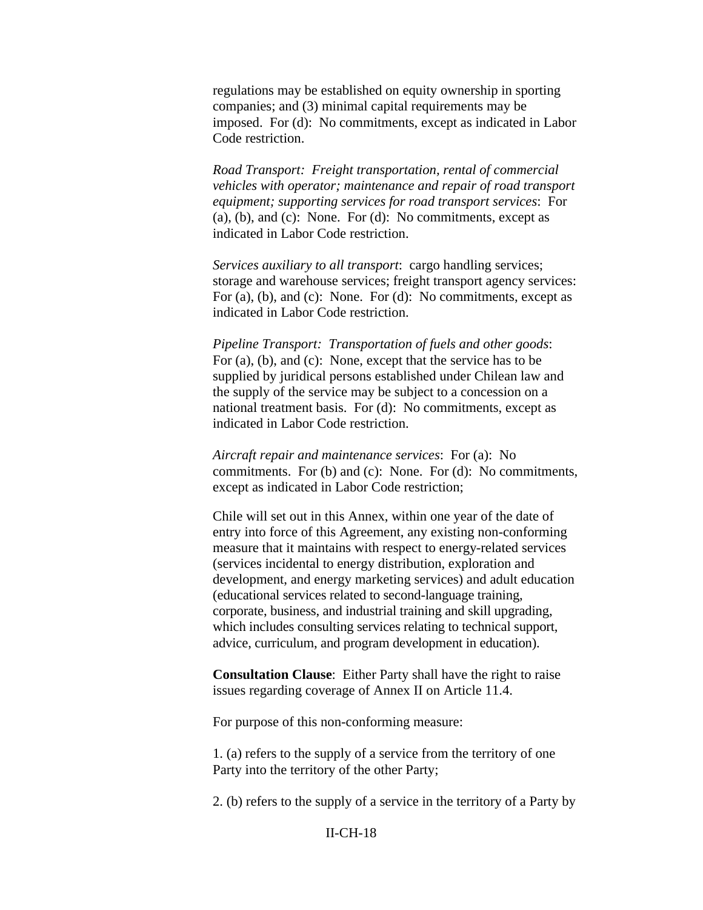regulations may be established on equity ownership in sporting companies; and (3) minimal capital requirements may be imposed. For (d): No commitments, except as indicated in Labor Code restriction.

*Road Transport: Freight transportation, rental of commercial vehicles with operator; maintenance and repair of road transport equipment; supporting services for road transport services*: For (a), (b), and (c): None. For (d): No commitments, except as indicated in Labor Code restriction.

*Services auxiliary to all transport*: cargo handling services; storage and warehouse services; freight transport agency services: For (a), (b), and (c): None. For (d): No commitments, except as indicated in Labor Code restriction.

*Pipeline Transport: Transportation of fuels and other goods*: For (a), (b), and (c): None, except that the service has to be supplied by juridical persons established under Chilean law and the supply of the service may be subject to a concession on a national treatment basis. For (d): No commitments, except as indicated in Labor Code restriction.

*Aircraft repair and maintenance services*: For (a): No commitments. For (b) and (c): None. For (d): No commitments, except as indicated in Labor Code restriction;

Chile will set out in this Annex, within one year of the date of entry into force of this Agreement, any existing non-conforming measure that it maintains with respect to energy-related services (services incidental to energy distribution, exploration and development, and energy marketing services) and adult education (educational services related to second-language training, corporate, business, and industrial training and skill upgrading, which includes consulting services relating to technical support, advice, curriculum, and program development in education).

**Consultation Clause**: Either Party shall have the right to raise issues regarding coverage of Annex II on Article 11.4.

For purpose of this non-conforming measure:

1. (a) refers to the supply of a service from the territory of one Party into the territory of the other Party;

2. (b) refers to the supply of a service in the territory of a Party by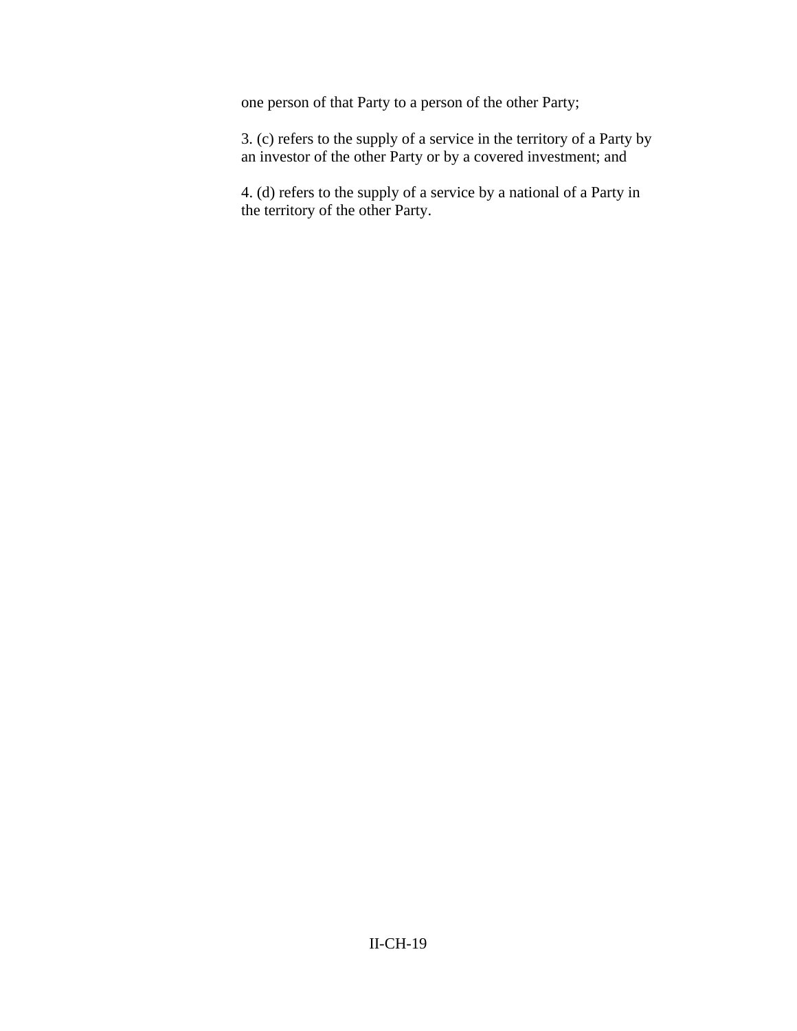one person of that Party to a person of the other Party;

3. (c) refers to the supply of a service in the territory of a Party by an investor of the other Party or by a covered investment; and

4. (d) refers to the supply of a service by a national of a Party in the territory of the other Party.